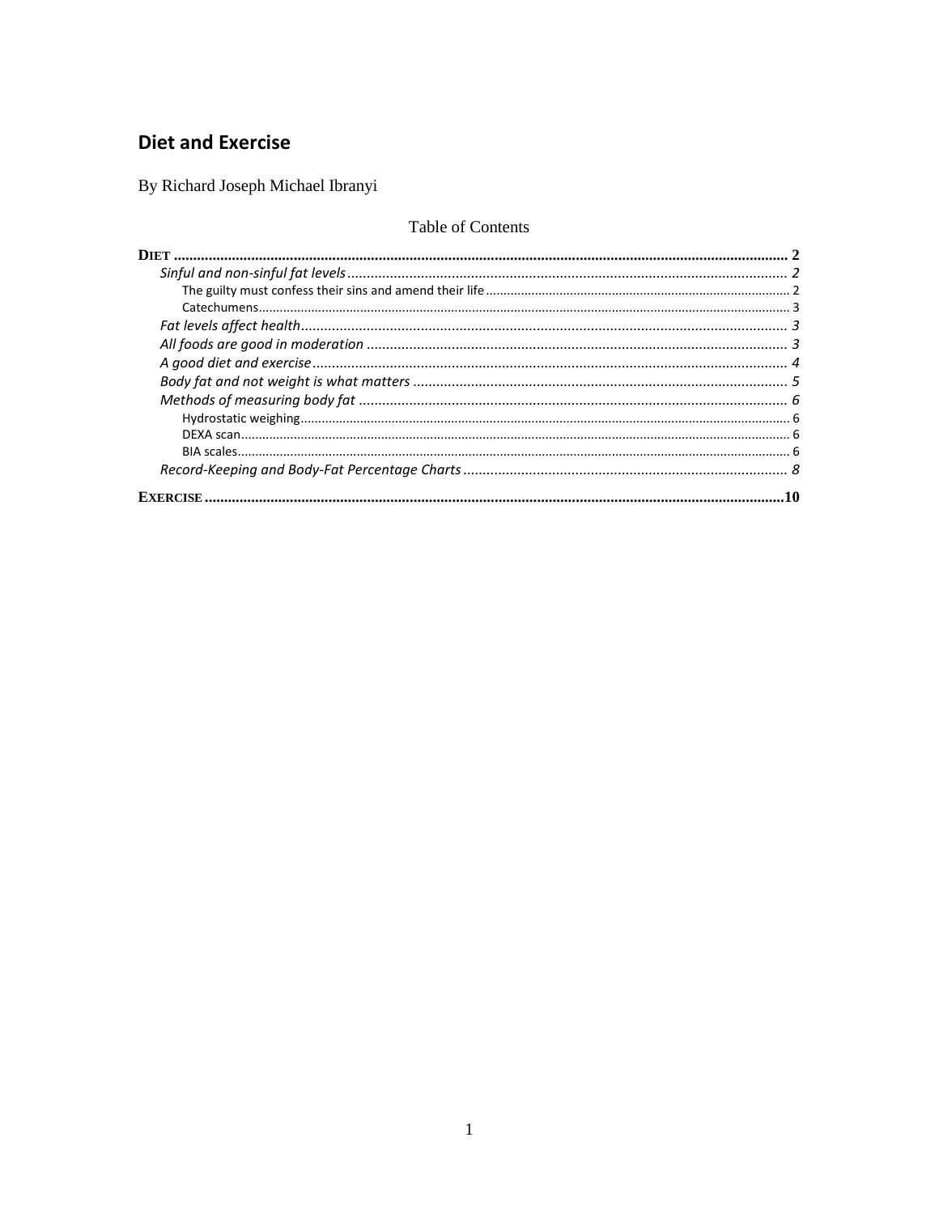# Diet and Exercise

By Richard Joseph Michael Ibranyi

Table of Contents

**DIET** .......... 2
- *Sinful and non-sinful fat levels* .......... 2
  - The guilty must confess their sins and amend their life .......... 2
  - Catechumens .......... 3
- *Fat levels affect health* .......... 3
- *All foods are good in moderation* .......... 3
- *A good diet and exercise* .......... 4
- *Body fat and not weight is what matters* .......... 5
- *Methods of measuring body fat* .......... 6
  - Hydrostatic weighing .......... 6
  - DEXA scan .......... 6
  - BIA scales .......... 6
- *Record-Keeping and Body-Fat Percentage Charts* .......... 8

**EXERCISE** .......... 10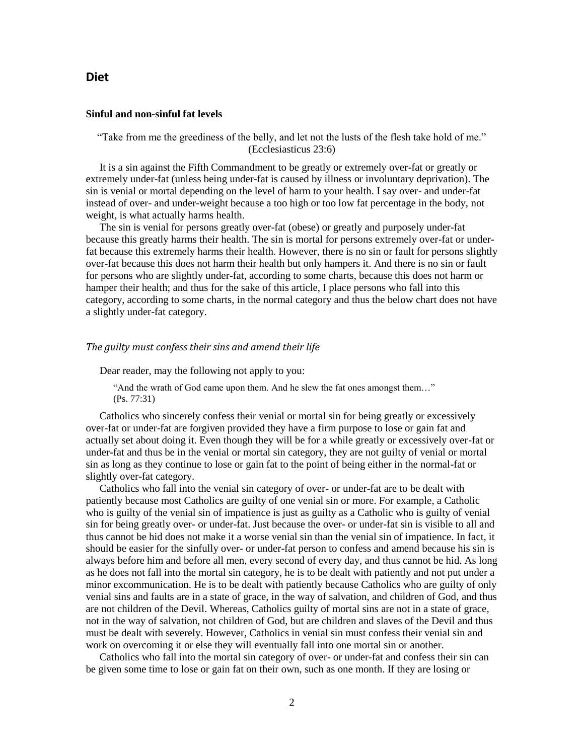## Diet

### Sinful and non-sinful fat levels

"Take from me the greediness of the belly, and let not the lusts of the flesh take hold of me." (Ecclesiasticus 23:6)

It is a sin against the Fifth Commandment to be greatly or extremely over-fat or greatly or extremely under-fat (unless being under-fat is caused by illness or involuntary deprivation). The sin is venial or mortal depending on the level of harm to your health. I say over- and under-fat instead of over- and under-weight because a too high or too low fat percentage in the body, not weight, is what actually harms health.

The sin is venial for persons greatly over-fat (obese) or greatly and purposely under-fat because this greatly harms their health. The sin is mortal for persons extremely over-fat or under-fat because this extremely harms their health. However, there is no sin or fault for persons slightly over-fat because this does not harm their health but only hampers it. And there is no sin or fault for persons who are slightly under-fat, according to some charts, because this does not harm or hamper their health; and thus for the sake of this article, I place persons who fall into this category, according to some charts, in the normal category and thus the below chart does not have a slightly under-fat category.

#### *The guilty must confess their sins and amend their life*

Dear reader, may the following not apply to you:

> "And the wrath of God came upon them. And he slew the fat ones amongst them…" (Ps. 77:31)

Catholics who sincerely confess their venial or mortal sin for being greatly or excessively over-fat or under-fat are forgiven provided they have a firm purpose to lose or gain fat and actually set about doing it. Even though they will be for a while greatly or excessively over-fat or under-fat and thus be in the venial or mortal sin category, they are not guilty of venial or mortal sin as long as they continue to lose or gain fat to the point of being either in the normal-fat or slightly over-fat category.

Catholics who fall into the venial sin category of over- or under-fat are to be dealt with patiently because most Catholics are guilty of one venial sin or more. For example, a Catholic who is guilty of the venial sin of impatience is just as guilty as a Catholic who is guilty of venial sin for being greatly over- or under-fat. Just because the over- or under-fat sin is visible to all and thus cannot be hid does not make it a worse venial sin than the venial sin of impatience. In fact, it should be easier for the sinfully over- or under-fat person to confess and amend because his sin is always before him and before all men, every second of every day, and thus cannot be hid. As long as he does not fall into the mortal sin category, he is to be dealt with patiently and not put under a minor excommunication. He is to be dealt with patiently because Catholics who are guilty of only venial sins and faults are in a state of grace, in the way of salvation, and children of God, and thus are not children of the Devil. Whereas, Catholics guilty of mortal sins are not in a state of grace, not in the way of salvation, not children of God, but are children and slaves of the Devil and thus must be dealt with severely. However, Catholics in venial sin must confess their venial sin and work on overcoming it or else they will eventually fall into one mortal sin or another.

Catholics who fall into the mortal sin category of over- or under-fat and confess their sin can be given some time to lose or gain fat on their own, such as one month. If they are losing or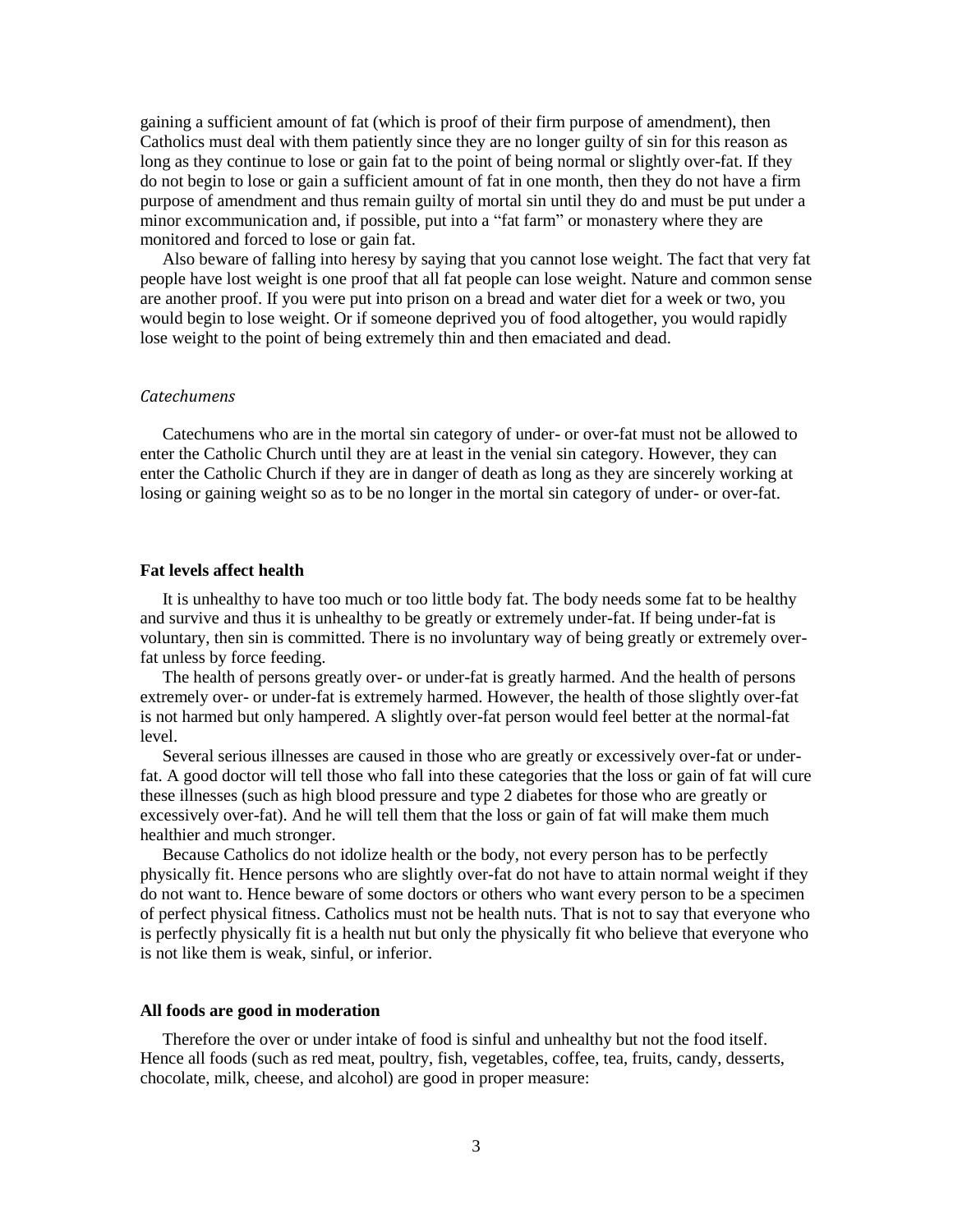gaining a sufficient amount of fat (which is proof of their firm purpose of amendment), then Catholics must deal with them patiently since they are no longer guilty of sin for this reason as long as they continue to lose or gain fat to the point of being normal or slightly over-fat. If they do not begin to lose or gain a sufficient amount of fat in one month, then they do not have a firm purpose of amendment and thus remain guilty of mortal sin until they do and must be put under a minor excommunication and, if possible, put into a "fat farm" or monastery where they are monitored and forced to lose or gain fat.

Also beware of falling into heresy by saying that you cannot lose weight. The fact that very fat people have lost weight is one proof that all fat people can lose weight. Nature and common sense are another proof. If you were put into prison on a bread and water diet for a week or two, you would begin to lose weight. Or if someone deprived you of food altogether, you would rapidly lose weight to the point of being extremely thin and then emaciated and dead.

### *Catechumens*

Catechumens who are in the mortal sin category of under- or over-fat must not be allowed to enter the Catholic Church until they are at least in the venial sin category. However, they can enter the Catholic Church if they are in danger of death as long as they are sincerely working at losing or gaining weight so as to be no longer in the mortal sin category of under- or over-fat.

## Fat levels affect health

It is unhealthy to have too much or too little body fat. The body needs some fat to be healthy and survive and thus it is unhealthy to be greatly or extremely under-fat. If being under-fat is voluntary, then sin is committed. There is no involuntary way of being greatly or extremely over-fat unless by force feeding.

The health of persons greatly over- or under-fat is greatly harmed. And the health of persons extremely over- or under-fat is extremely harmed. However, the health of those slightly over-fat is not harmed but only hampered. A slightly over-fat person would feel better at the normal-fat level.

Several serious illnesses are caused in those who are greatly or excessively over-fat or under-fat. A good doctor will tell those who fall into these categories that the loss or gain of fat will cure these illnesses (such as high blood pressure and type 2 diabetes for those who are greatly or excessively over-fat). And he will tell them that the loss or gain of fat will make them much healthier and much stronger.

Because Catholics do not idolize health or the body, not every person has to be perfectly physically fit. Hence persons who are slightly over-fat do not have to attain normal weight if they do not want to. Hence beware of some doctors or others who want every person to be a specimen of perfect physical fitness. Catholics must not be health nuts. That is not to say that everyone who is perfectly physically fit is a health nut but only the physically fit who believe that everyone who is not like them is weak, sinful, or inferior.

## All foods are good in moderation

Therefore the over or under intake of food is sinful and unhealthy but not the food itself. Hence all foods (such as red meat, poultry, fish, vegetables, coffee, tea, fruits, candy, desserts, chocolate, milk, cheese, and alcohol) are good in proper measure: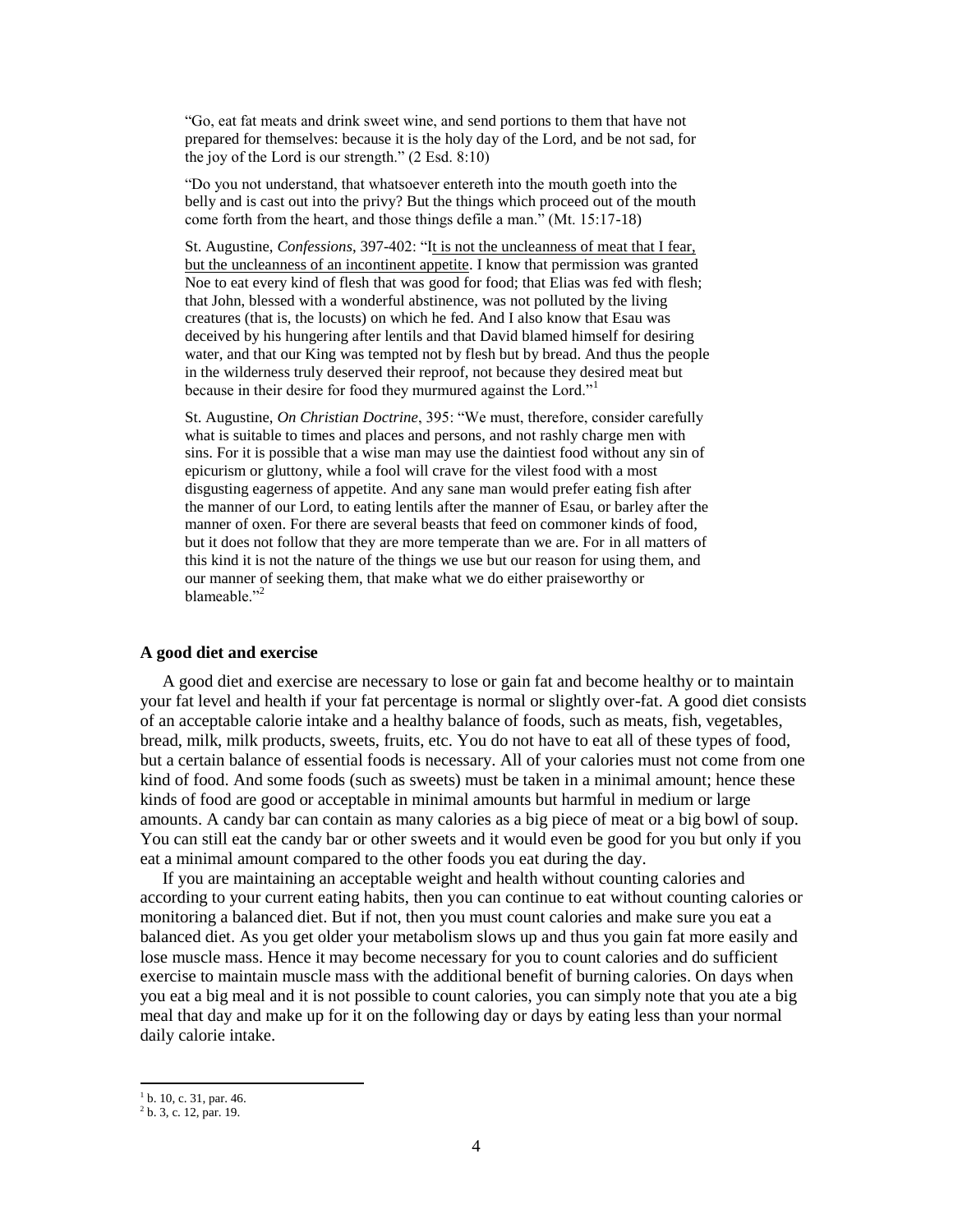> "Go, eat fat meats and drink sweet wine, and send portions to them that have not prepared for themselves: because it is the holy day of the Lord, and be not sad, for the joy of the Lord is our strength." (2 Esd. 8:10)

> "Do you not understand, that whatsoever entereth into the mouth goeth into the belly and is cast out into the privy? But the things which proceed out of the mouth come forth from the heart, and those things defile a man." (Mt. 15:17-18)

> St. Augustine, *Confessions*, 397-402: "<u>It is not the uncleanness of meat that I fear, but the uncleanness of an incontinent appetite</u>. I know that permission was granted Noe to eat every kind of flesh that was good for food; that Elias was fed with flesh; that John, blessed with a wonderful abstinence, was not polluted by the living creatures (that is, the locusts) on which he fed. And I also know that Esau was deceived by his hungering after lentils and that David blamed himself for desiring water, and that our King was tempted not by flesh but by bread. And thus the people in the wilderness truly deserved their reproof, not because they desired meat but because in their desire for food they murmured against the Lord."[1]

> St. Augustine, *On Christian Doctrine*, 395: "We must, therefore, consider carefully what is suitable to times and places and persons, and not rashly charge men with sins. For it is possible that a wise man may use the daintiest food without any sin of epicurism or gluttony, while a fool will crave for the vilest food with a most disgusting eagerness of appetite. And any sane man would prefer eating fish after the manner of our Lord, to eating lentils after the manner of Esau, or barley after the manner of oxen. For there are several beasts that feed on commoner kinds of food, but it does not follow that they are more temperate than we are. For in all matters of this kind it is not the nature of the things we use but our reason for using them, and our manner of seeking them, that make what we do either praiseworthy or blameable."[2]

### A good diet and exercise

A good diet and exercise are necessary to lose or gain fat and become healthy or to maintain your fat level and health if your fat percentage is normal or slightly over-fat. A good diet consists of an acceptable calorie intake and a healthy balance of foods, such as meats, fish, vegetables, bread, milk, milk products, sweets, fruits, etc. You do not have to eat all of these types of food, but a certain balance of essential foods is necessary. All of your calories must not come from one kind of food. And some foods (such as sweets) must be taken in a minimal amount; hence these kinds of food are good or acceptable in minimal amounts but harmful in medium or large amounts. A candy bar can contain as many calories as a big piece of meat or a big bowl of soup. You can still eat the candy bar or other sweets and it would even be good for you but only if you eat a minimal amount compared to the other foods you eat during the day.

If you are maintaining an acceptable weight and health without counting calories and according to your current eating habits, then you can continue to eat without counting calories or monitoring a balanced diet. But if not, then you must count calories and make sure you eat a balanced diet. As you get older your metabolism slows up and thus you gain fat more easily and lose muscle mass. Hence it may become necessary for you to count calories and do sufficient exercise to maintain muscle mass with the additional benefit of burning calories. On days when you eat a big meal and it is not possible to count calories, you can simply note that you ate a big meal that day and make up for it on the following day or days by eating less than your normal daily calorie intake.

---

[1] b. 10, c. 31, par. 46.

[2] b. 3, c. 12, par. 19.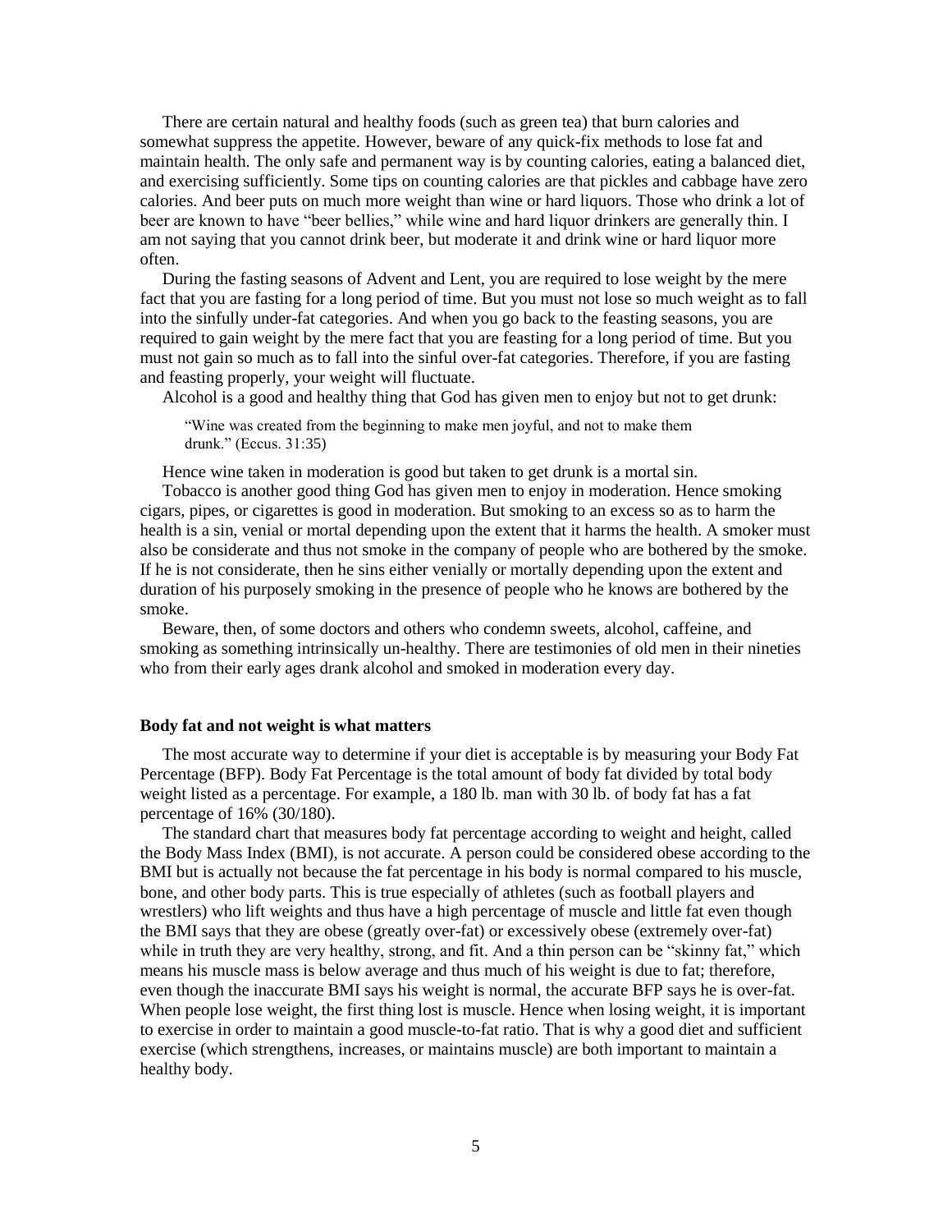There are certain natural and healthy foods (such as green tea) that burn calories and somewhat suppress the appetite. However, beware of any quick-fix methods to lose fat and maintain health. The only safe and permanent way is by counting calories, eating a balanced diet, and exercising sufficiently. Some tips on counting calories are that pickles and cabbage have zero calories. And beer puts on much more weight than wine or hard liquors. Those who drink a lot of beer are known to have "beer bellies," while wine and hard liquor drinkers are generally thin. I am not saying that you cannot drink beer, but moderate it and drink wine or hard liquor more often.

During the fasting seasons of Advent and Lent, you are required to lose weight by the mere fact that you are fasting for a long period of time. But you must not lose so much weight as to fall into the sinfully under-fat categories. And when you go back to the feasting seasons, you are required to gain weight by the mere fact that you are feasting for a long period of time. But you must not gain so much as to fall into the sinful over-fat categories. Therefore, if you are fasting and feasting properly, your weight will fluctuate.

Alcohol is a good and healthy thing that God has given men to enjoy but not to get drunk:

> "Wine was created from the beginning to make men joyful, and not to make them drunk." (Eccus. 31:35)

Hence wine taken in moderation is good but taken to get drunk is a mortal sin.

Tobacco is another good thing God has given men to enjoy in moderation. Hence smoking cigars, pipes, or cigarettes is good in moderation. But smoking to an excess so as to harm the health is a sin, venial or mortal depending upon the extent that it harms the health. A smoker must also be considerate and thus not smoke in the company of people who are bothered by the smoke. If he is not considerate, then he sins either venially or mortally depending upon the extent and duration of his purposely smoking in the presence of people who he knows are bothered by the smoke.

Beware, then, of some doctors and others who condemn sweets, alcohol, caffeine, and smoking as something intrinsically un-healthy. There are testimonies of old men in their nineties who from their early ages drank alcohol and smoked in moderation every day.

**Body fat and not weight is what matters**

The most accurate way to determine if your diet is acceptable is by measuring your Body Fat Percentage (BFP). Body Fat Percentage is the total amount of body fat divided by total body weight listed as a percentage. For example, a 180 lb. man with 30 lb. of body fat has a fat percentage of 16% (30/180).

The standard chart that measures body fat percentage according to weight and height, called the Body Mass Index (BMI), is not accurate. A person could be considered obese according to the BMI but is actually not because the fat percentage in his body is normal compared to his muscle, bone, and other body parts. This is true especially of athletes (such as football players and wrestlers) who lift weights and thus have a high percentage of muscle and little fat even though the BMI says that they are obese (greatly over-fat) or excessively obese (extremely over-fat) while in truth they are very healthy, strong, and fit. And a thin person can be "skinny fat," which means his muscle mass is below average and thus much of his weight is due to fat; therefore, even though the inaccurate BMI says his weight is normal, the accurate BFP says he is over-fat. When people lose weight, the first thing lost is muscle. Hence when losing weight, it is important to exercise in order to maintain a good muscle-to-fat ratio. That is why a good diet and sufficient exercise (which strengthens, increases, or maintains muscle) are both important to maintain a healthy body.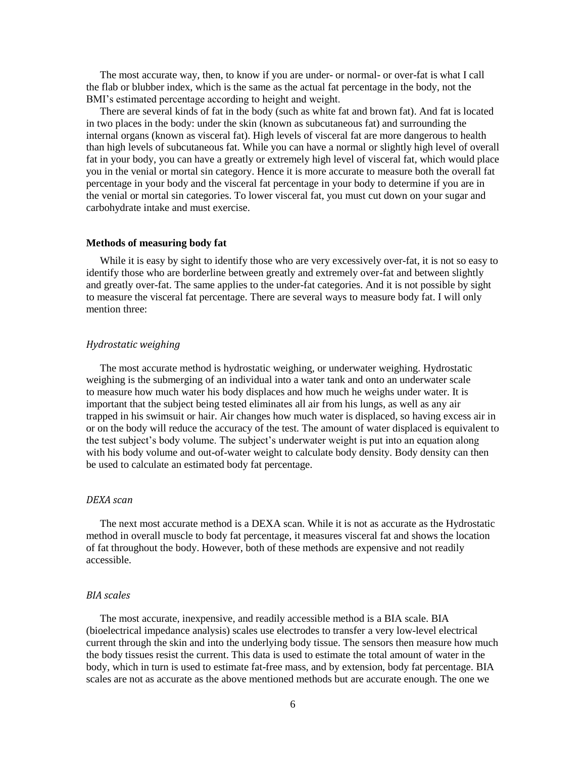The most accurate way, then, to know if you are under- or normal- or over-fat is what I call the flab or blubber index, which is the same as the actual fat percentage in the body, not the BMI's estimated percentage according to height and weight.

There are several kinds of fat in the body (such as white fat and brown fat). And fat is located in two places in the body: under the skin (known as subcutaneous fat) and surrounding the internal organs (known as visceral fat). High levels of visceral fat are more dangerous to health than high levels of subcutaneous fat. While you can have a normal or slightly high level of overall fat in your body, you can have a greatly or extremely high level of visceral fat, which would place you in the venial or mortal sin category. Hence it is more accurate to measure both the overall fat percentage in your body and the visceral fat percentage in your body to determine if you are in the venial or mortal sin categories. To lower visceral fat, you must cut down on your sugar and carbohydrate intake and must exercise.

**Methods of measuring body fat**

While it is easy by sight to identify those who are very excessively over-fat, it is not so easy to identify those who are borderline between greatly and extremely over-fat and between slightly and greatly over-fat. The same applies to the under-fat categories. And it is not possible by sight to measure the visceral fat percentage. There are several ways to measure body fat. I will only mention three:

*Hydrostatic weighing*

The most accurate method is hydrostatic weighing, or underwater weighing. Hydrostatic weighing is the submerging of an individual into a water tank and onto an underwater scale to measure how much water his body displaces and how much he weighs under water. It is important that the subject being tested eliminates all air from his lungs, as well as any air trapped in his swimsuit or hair. Air changes how much water is displaced, so having excess air in or on the body will reduce the accuracy of the test. The amount of water displaced is equivalent to the test subject's body volume. The subject's underwater weight is put into an equation along with his body volume and out-of-water weight to calculate body density. Body density can then be used to calculate an estimated body fat percentage.

*DEXA scan*

The next most accurate method is a DEXA scan. While it is not as accurate as the Hydrostatic method in overall muscle to body fat percentage, it measures visceral fat and shows the location of fat throughout the body. However, both of these methods are expensive and not readily accessible.

*BIA scales*

The most accurate, inexpensive, and readily accessible method is a BIA scale. BIA (bioelectrical impedance analysis) scales use electrodes to transfer a very low-level electrical current through the skin and into the underlying body tissue. The sensors then measure how much the body tissues resist the current. This data is used to estimate the total amount of water in the body, which in turn is used to estimate fat-free mass, and by extension, body fat percentage. BIA scales are not as accurate as the above mentioned methods but are accurate enough. The one we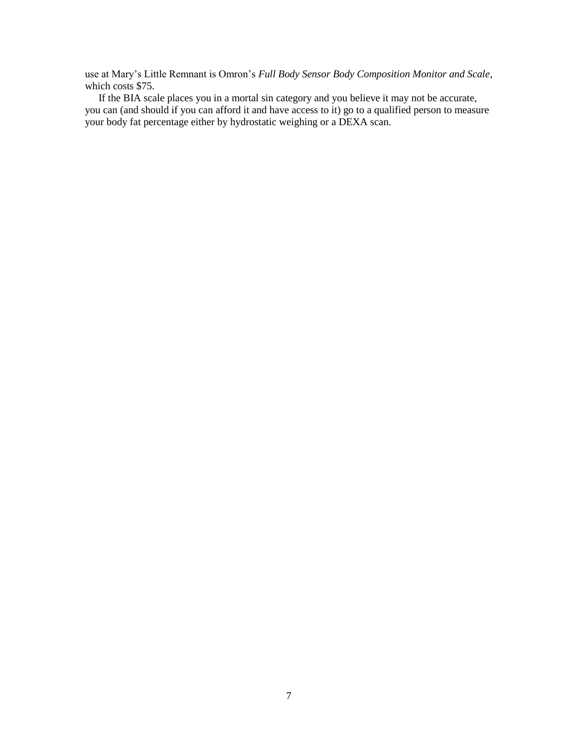use at Mary's Little Remnant is Omron's *Full Body Sensor Body Composition Monitor and Scale*, which costs $75.

If the BIA scale places you in a mortal sin category and you believe it may not be accurate, you can (and should if you can afford it and have access to it) go to a qualified person to measure your body fat percentage either by hydrostatic weighing or a DEXA scan.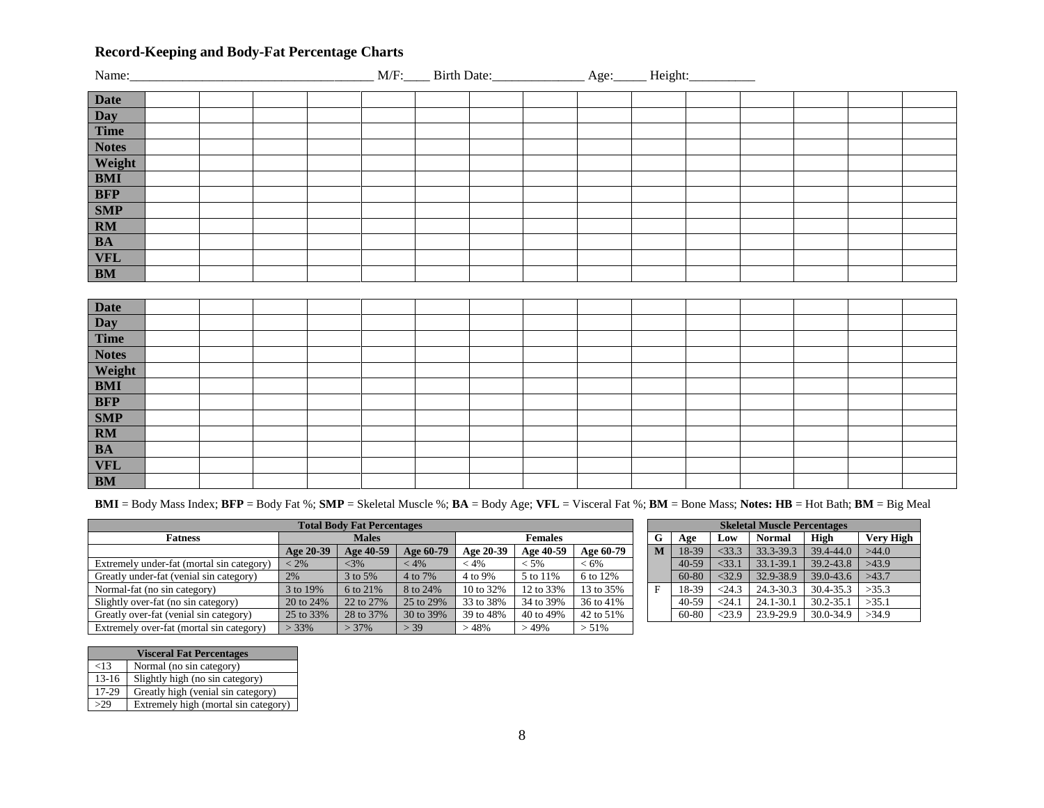## Record-Keeping and Body-Fat Percentage Charts

Name:____________________________________ M/F:____ Birth Date:______________ Age:_____ Height:__________

| Date | | | | | | | | | | | | | | | |
|---|---|---|---|---|---|---|---|---|---|---|---|---|---|---|---|
| Day | | | | | | | | | | | | | | | |
| Time | | | | | | | | | | | | | | | |
| Notes | | | | | | | | | | | | | | | |
| Weight | | | | | | | | | | | | | | | |
| BMI | | | | | | | | | | | | | | | |
| BFP | | | | | | | | | | | | | | | |
| SMP | | | | | | | | | | | | | | | |
| RM | | | | | | | | | | | | | | | |
| BA | | | | | | | | | | | | | | | |
| VFL | | | | | | | | | | | | | | | |
| BM | | | | | | | | | | | | | | | |

| Date | | | | | | | | | | | | | | | |
|---|---|---|---|---|---|---|---|---|---|---|---|---|---|---|---|
| Day | | | | | | | | | | | | | | | |
| Time | | | | | | | | | | | | | | | |
| Notes | | | | | | | | | | | | | | | |
| Weight | | | | | | | | | | | | | | | |
| BMI | | | | | | | | | | | | | | | |
| BFP | | | | | | | | | | | | | | | |
| SMP | | | | | | | | | | | | | | | |
| RM | | | | | | | | | | | | | | | |
| BA | | | | | | | | | | | | | | | |
| VFL | | | | | | | | | | | | | | | |
| BM | | | | | | | | | | | | | | | |

**BMI** = Body Mass Index; **BFP** = Body Fat %; **SMP** = Skeletal Muscle %; **BA** = Body Age; **VFL** = Visceral Fat %; **BM** = Bone Mass; **Notes: HB** = Hot Bath; **BM** = Big Meal

| Total Body Fat Percentages | | | | | | |
|---|---|---|---|---|---|---|
| **Fatness** | **Males** | | | **Females** | | |
| | **Age 20-39** | **Age 40-59** | **Age 60-79** | **Age 20-39** | **Age 40-59** | **Age 60-79** |
| Extremely under-fat (mortal sin category) | < 2% | <3% | < 4% | < 4% | < 5% | < 6% |
| Greatly under-fat (venial sin category) | 2% | 3 to 5% | 4 to 7% | 4 to 9% | 5 to 11% | 6 to 12% |
| Normal-fat (no sin category) | 3 to 19% | 6 to 21% | 8 to 24% | 10 to 32% | 12 to 33% | 13 to 35% |
| Slightly over-fat (no sin category) | 20 to 24% | 22 to 27% | 25 to 29% | 33 to 38% | 34 to 39% | 36 to 41% |
| Greatly over-fat (venial sin category) | 25 to 33% | 28 to 37% | 30 to 39% | 39 to 48% | 40 to 49% | 42 to 51% |
| Extremely over-fat (mortal sin category) | > 33% | > 37% | > 39 | > 48% | > 49% | > 51% |

| Skeletal Muscle Percentages | | | | | |
|---|---|---|---|---|---|
| **G** | **Age** | **Low** | **Normal** | **High** | **Very High** |
| **M** | 18-39 | <33.3 | 33.3-39.3 | 39.4-44.0 | >44.0 |
| | 40-59 | <33.1 | 33.1-39.1 | 39.2-43.8 | >43.9 |
| | 60-80 | <32.9 | 32.9-38.9 | 39.0-43.6 | >43.7 |
| F | 18-39 | <24.3 | 24.3-30.3 | 30.4-35.3 | >35.3 |
| | 40-59 | <24.1 | 24.1-30.1 | 30.2-35.1 | >35.1 |
| | 60-80 | <23.9 | 23.9-29.9 | 30.0-34.9 | >34.9 |

| Visceral Fat Percentages | |
|---|---|
| <13 | Normal (no sin category) |
| 13-16 | Slightly high (no sin category) |
| 17-29 | Greatly high (venial sin category) |
| >29 | Extremely high (mortal sin category) |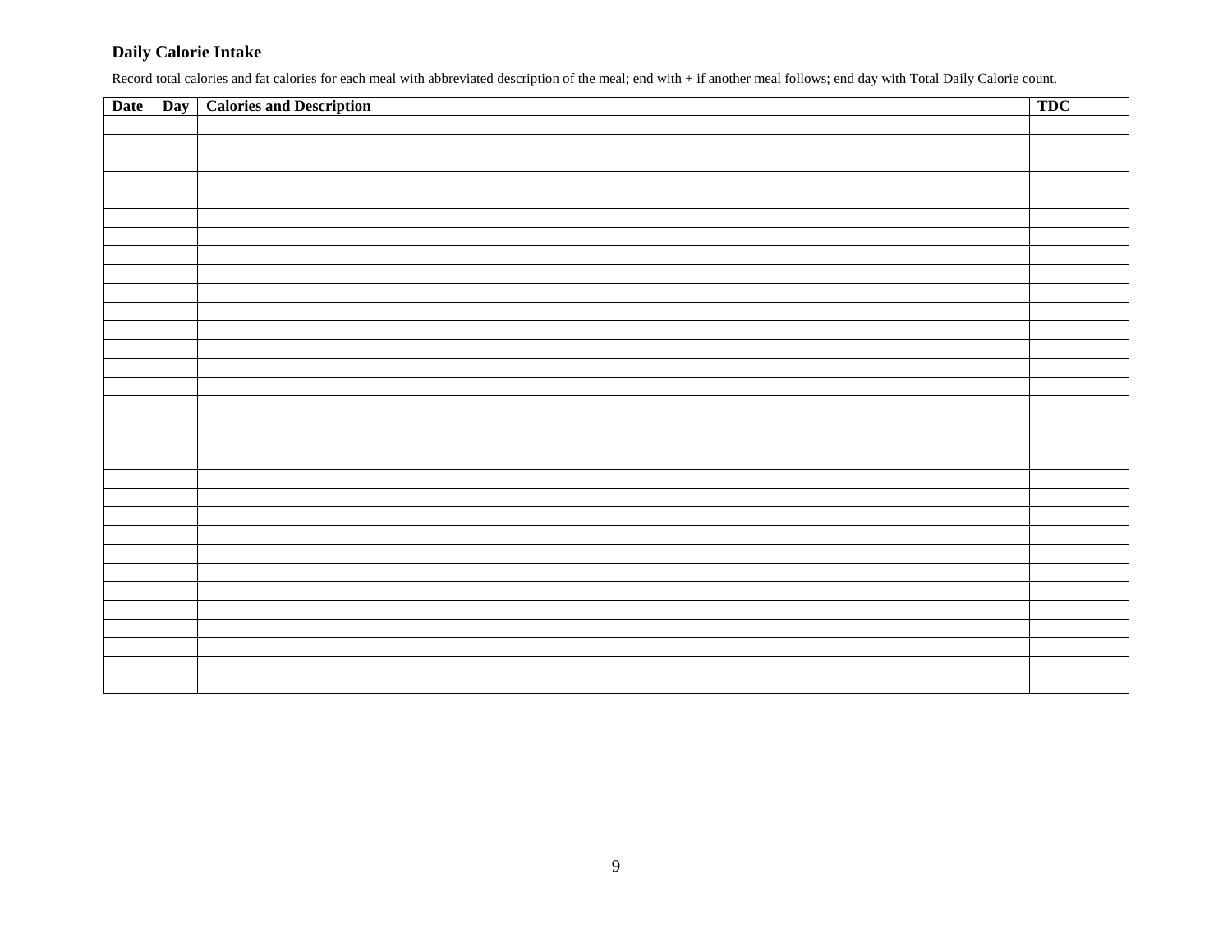### Daily Calorie Intake

Record total calories and fat calories for each meal with abbreviated description of the meal; end with + if another meal follows; end day with Total Daily Calorie count.

| Date | Day | Calories and Description | TDC |
|---|---|---|---|
| | | | |
| | | | |
| | | | |
| | | | |
| | | | |
| | | | |
| | | | |
| | | | |
| | | | |
| | | | |
| | | | |
| | | | |
| | | | |
| | | | |
| | | | |
| | | | |
| | | | |
| | | | |
| | | | |
| | | | |
| | | | |
| | | | |
| | | | |
| | | | |
| | | | |
| | | | |
| | | | |
| | | | |
| | | | |
| | | | |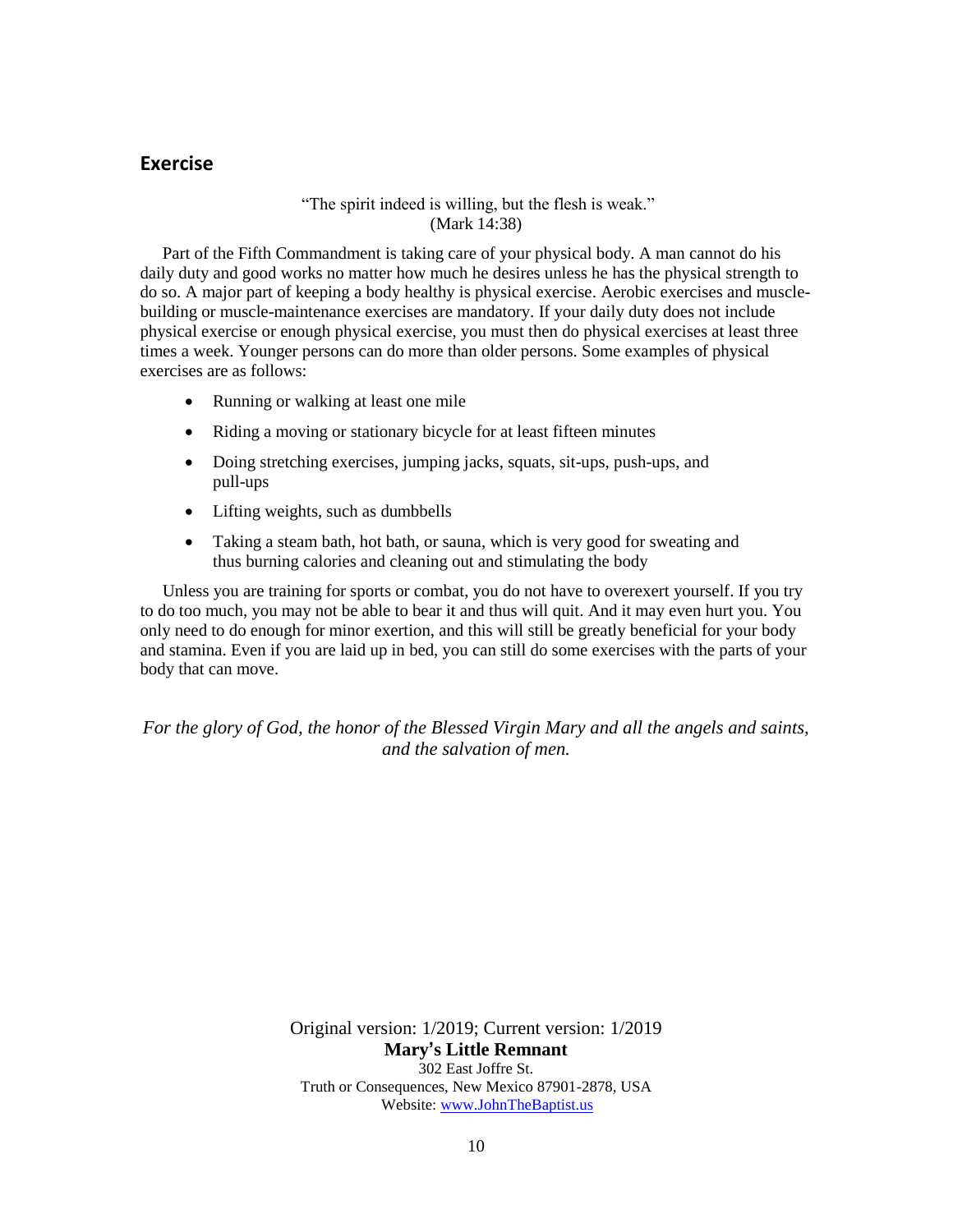## Exercise

“The spirit indeed is willing, but the flesh is weak.”
(Mark 14:38)

Part of the Fifth Commandment is taking care of your physical body. A man cannot do his daily duty and good works no matter how much he desires unless he has the physical strength to do so. A major part of keeping a body healthy is physical exercise. Aerobic exercises and muscle-building or muscle-maintenance exercises are mandatory. If your daily duty does not include physical exercise or enough physical exercise, you must then do physical exercises at least three times a week. Younger persons can do more than older persons. Some examples of physical exercises are as follows:

- Running or walking at least one mile
- Riding a moving or stationary bicycle for at least fifteen minutes
- Doing stretching exercises, jumping jacks, squats, sit-ups, push-ups, and pull-ups
- Lifting weights, such as dumbbells
- Taking a steam bath, hot bath, or sauna, which is very good for sweating and thus burning calories and cleaning out and stimulating the body

Unless you are training for sports or combat, you do not have to overexert yourself. If you try to do too much, you may not be able to bear it and thus will quit. And it may even hurt you. You only need to do enough for minor exertion, and this will still be greatly beneficial for your body and stamina. Even if you are laid up in bed, you can still do some exercises with the parts of your body that can move.

*For the glory of God, the honor of the Blessed Virgin Mary and all the angels and saints, and the salvation of men.*

Original version: 1/2019; Current version: 1/2019

**Mary’s Little Remnant**

302 East Joffre St.

Truth or Consequences, New Mexico 87901-2878, USA

Website: www.JohnTheBaptist.us